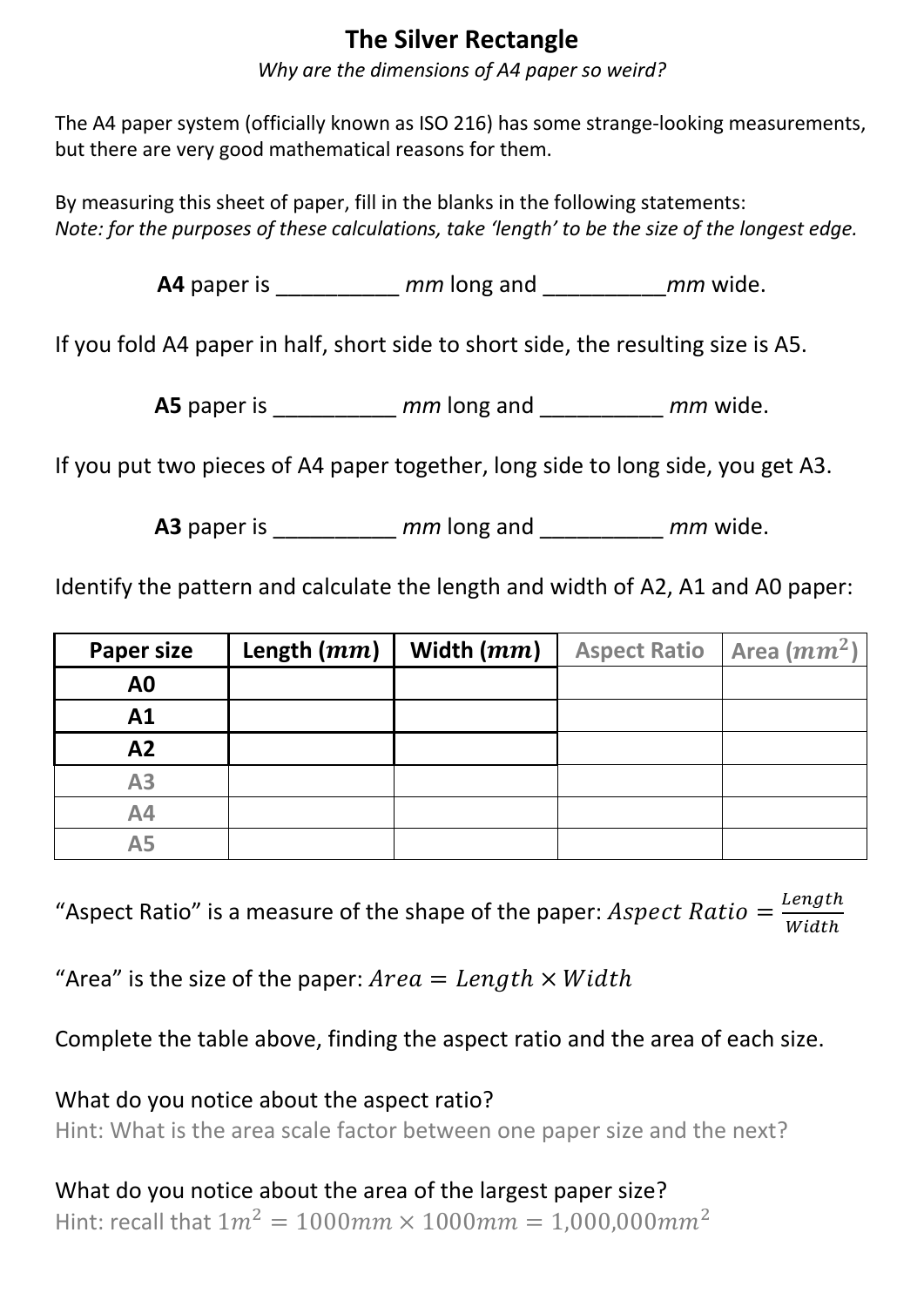# The Silver Rectangle

*Why are the dimensions of A4 paper so weird?*

The A4 paper system (officially known as ISO 216) has some strange-looking measurements, but there are very good mathematical reasons for them.

By measuring this sheet of paper, fill in the blanks in the following statements:
*Note: for the purposes of these calculations, take 'length' to be the size of the longest edge.*

**A4** paper is __________ *mm* long and __________*mm* wide.

If you fold A4 paper in half, short side to short side, the resulting size is A5.

**A5** paper is __________ *mm* long and __________ *mm* wide.

If you put two pieces of A4 paper together, long side to long side, you get A3.

**A3** paper is __________ *mm* long and __________ *mm* wide.

Identify the pattern and calculate the length and width of A2, A1 and A0 paper:

| Paper size | Length ($mm$) | Width ($mm$) | Aspect Ratio | Area ($mm^2$) |
|---|---|---|---|---|
| **A0** | | | | |
| **A1** | | | | |
| **A2** | | | | |
| A3 | | | | |
| A4 | | | | |
| A5 | | | | |

"Aspect Ratio" is a measure of the shape of the paper: $Aspect\ Ratio = \frac{Length}{Width}$

"Area" is the size of the paper: $Area = Length \times Width$

Complete the table above, finding the aspect ratio and the area of each size.

What do you notice about the aspect ratio?
Hint: What is the area scale factor between one paper size and the next?

What do you notice about the area of the largest paper size?
Hint: recall that $1m^2 = 1000mm \times 1000mm = 1{,}000{,}000mm^2$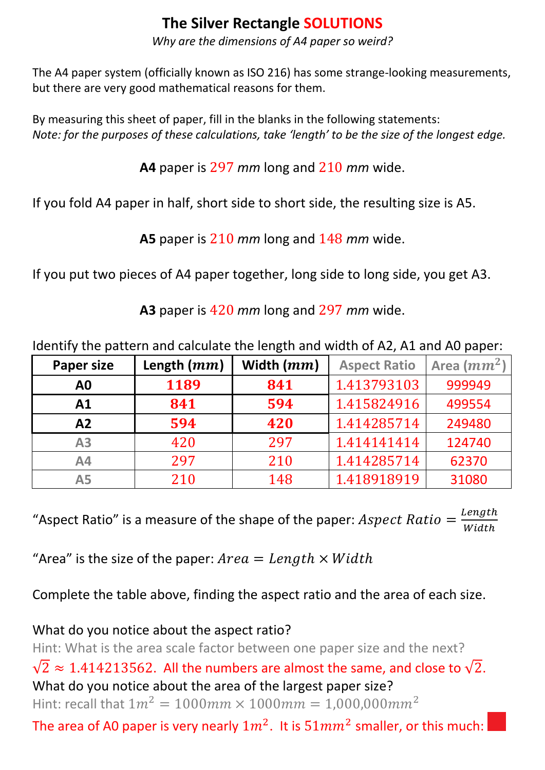# The Silver Rectangle SOLUTIONS

*Why are the dimensions of A4 paper so weird?*

The A4 paper system (officially known as ISO 216) has some strange-looking measurements, but there are very good mathematical reasons for them.

By measuring this sheet of paper, fill in the blanks in the following statements:
*Note: for the purposes of these calculations, take 'length' to be the size of the longest edge.*

**A4** paper is 297 $mm$ long and 210 $mm$ wide.

If you fold A4 paper in half, short side to short side, the resulting size is A5.

**A5** paper is 210 $mm$ long and 148 $mm$ wide.

If you put two pieces of A4 paper together, long side to long side, you get A3.

**A3** paper is 420 $mm$ long and 297 $mm$ wide.

Identify the pattern and calculate the length and width of A2, A1 and A0 paper:

| Paper size | Length ($mm$) | Width ($mm$) | Aspect Ratio | Area ($mm^2$) |
|---|---|---|---|---|
| **A0** | **1189** | **841** | 1.413793103 | 999949 |
| **A1** | **841** | **594** | 1.415824916 | 499554 |
| **A2** | **594** | **420** | 1.414285714 | 249480 |
| A3 | 420 | 297 | 1.414141414 | 124740 |
| A4 | 297 | 210 | 1.414285714 | 62370 |
| A5 | 210 | 148 | 1.418918919 | 31080 |

"Aspect Ratio" is a measure of the shape of the paper: $Aspect\ Ratio = \frac{Length}{Width}$

"Area" is the size of the paper: $Area = Length \times Width$

Complete the table above, finding the aspect ratio and the area of each size.

What do you notice about the aspect ratio?
Hint: What is the area scale factor between one paper size and the next?
$\sqrt{2} \approx 1.414213562$. All the numbers are almost the same, and close to $\sqrt{2}$.

What do you notice about the area of the largest paper size?
Hint: recall that $1m^2 = 1000mm \times 1000mm = 1{,}000{,}000mm^2$
The area of A0 paper is very nearly $1m^2$. It is $51mm^2$ smaller, or this much: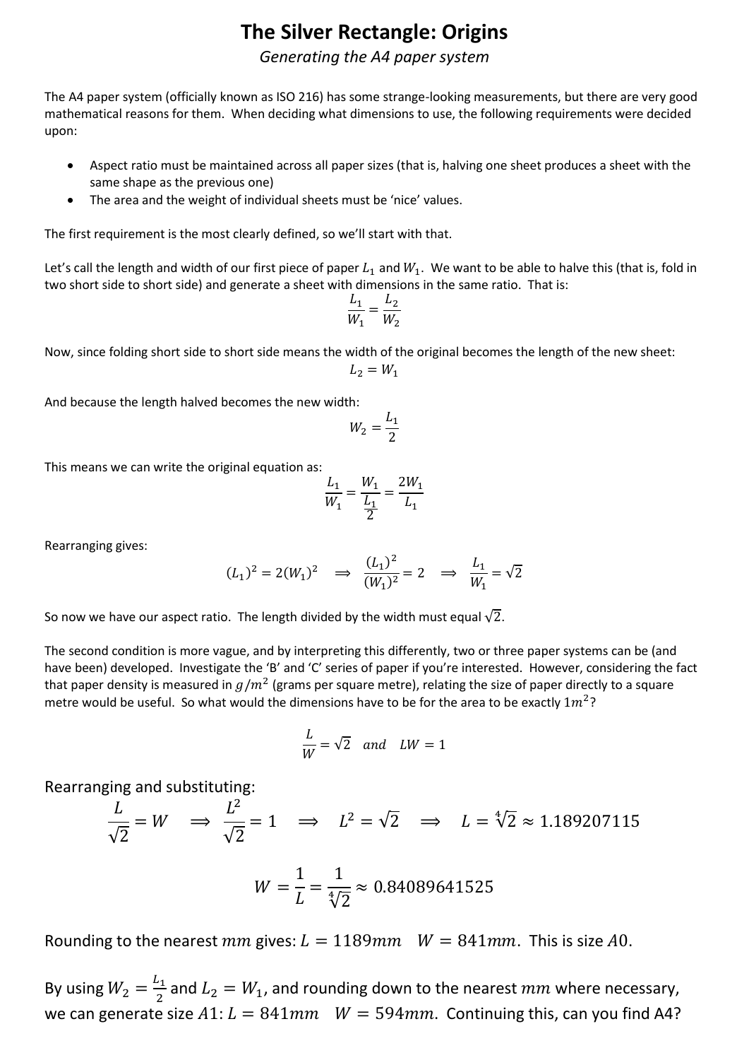# The Silver Rectangle: Origins

*Generating the A4 paper system*

The A4 paper system (officially known as ISO 216) has some strange-looking measurements, but there are very good mathematical reasons for them. When deciding what dimensions to use, the following requirements were decided upon:

- Aspect ratio must be maintained across all paper sizes (that is, halving one sheet produces a sheet with the same shape as the previous one)
- The area and the weight of individual sheets must be 'nice' values.

The first requirement is the most clearly defined, so we'll start with that.

Let's call the length and width of our first piece of paper $L_1$ and $W_1$. We want to be able to halve this (that is, fold in two short side to short side) and generate a sheet with dimensions in the same ratio. That is:

$$\frac{L_1}{W_1} = \frac{L_2}{W_2}$$

Now, since folding short side to short side means the width of the original becomes the length of the new sheet:

$$L_2 = W_1$$

And because the length halved becomes the new width:

$$W_2 = \frac{L_1}{2}$$

This means we can write the original equation as:

$$\frac{L_1}{W_1} = \frac{W_1}{\frac{L_1}{2}} = \frac{2W_1}{L_1}$$

Rearranging gives:

$$(L_1)^2 = 2(W_1)^2 \quad \Rightarrow \quad \frac{(L_1)^2}{(W_1)^2} = 2 \quad \Rightarrow \quad \frac{L_1}{W_1} = \sqrt{2}$$

So now we have our aspect ratio. The length divided by the width must equal $\sqrt{2}$.

The second condition is more vague, and by interpreting this differently, two or three paper systems can be (and have been) developed. Investigate the 'B' and 'C' series of paper if you're interested. However, considering the fact that paper density is measured in $g/m^2$ (grams per square metre), relating the size of paper directly to a square metre would be useful. So what would the dimensions have to be for the area to be exactly $1m^2$?

$$\frac{L}{W} = \sqrt{2} \quad and \quad LW = 1$$

Rearranging and substituting:

$$\frac{L}{\sqrt{2}} = W \quad \Rightarrow \quad \frac{L^2}{\sqrt{2}} = 1 \quad \Rightarrow \quad L^2 = \sqrt{2} \quad \Rightarrow \quad L = \sqrt[4]{2} \approx 1.189207115$$

$$W = \frac{1}{L} = \frac{1}{\sqrt[4]{2}} \approx 0.84089641525$$

Rounding to the nearest $mm$ gives: $L = 1189mm \quad W = 841mm$. This is size $A0$.

By using $W_2 = \frac{L_1}{2}$ and $L_2 = W_1$, and rounding down to the nearest $mm$ where necessary, we can generate size $A1$: $L = 841mm \quad W = 594mm$. Continuing this, can you find A4?